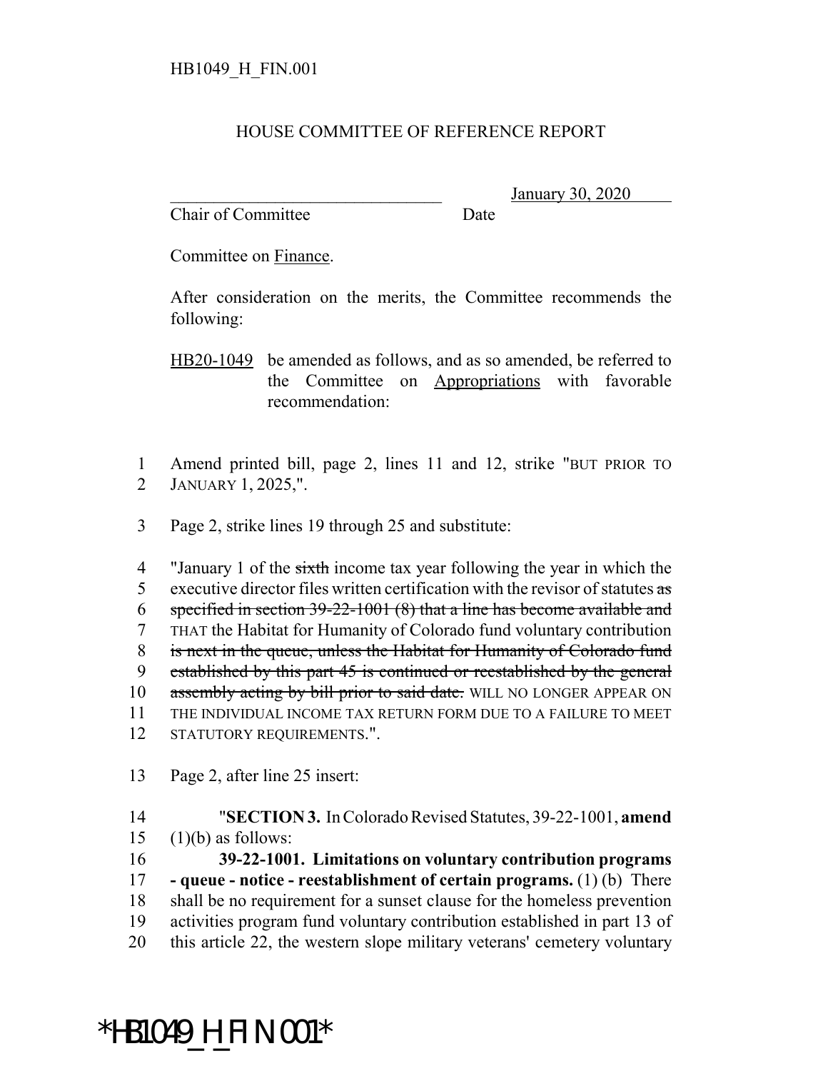HB1049_H_FIN.001

HOUSE COMMITTEE OF REFERENCE REPORT

_________________________________ January 30, 2020
Chair of Committee Date

Committee on Finance.

After consideration on the merits, the Committee recommends the following:

HB20-1049 be amended as follows, and as so amended, be referred to the Committee on Appropriations with favorable recommendation:

1 Amend printed bill, page 2, lines 11 and 12, strike "BUT PRIOR TO
2 JANUARY 1, 2025,".

3 Page 2, strike lines 19 through 25 and substitute:

4 "January 1 of the ~~sixth~~ income tax year following the year in which the
5 executive director files written certification with the revisor of statutes ~~as~~
6 ~~specified in section 39-22-1001 (8) that a line has become available and~~
7 THAT the Habitat for Humanity of Colorado fund voluntary contribution
8 ~~is next in the queue, unless the Habitat for Humanity of Colorado fund~~
9 ~~established by this part 45 is continued or reestablished by the general~~
10 ~~assembly acting by bill prior to said date.~~ WILL NO LONGER APPEAR ON
11 THE INDIVIDUAL INCOME TAX RETURN FORM DUE TO A FAILURE TO MEET
12 STATUTORY REQUIREMENTS.".

13 Page 2, after line 25 insert:

14 "**SECTION 3.** In Colorado Revised Statutes, 39-22-1001, **amend**
15 (1)(b) as follows:
16 **39-22-1001. Limitations on voluntary contribution programs**
17 **- queue - notice - reestablishment of certain programs.** (1) (b) There
18 shall be no requirement for a sunset clause for the homeless prevention
19 activities program fund voluntary contribution established in part 13 of
20 this article 22, the western slope military veterans' cemetery voluntary

*HB1049_H_FIN.001*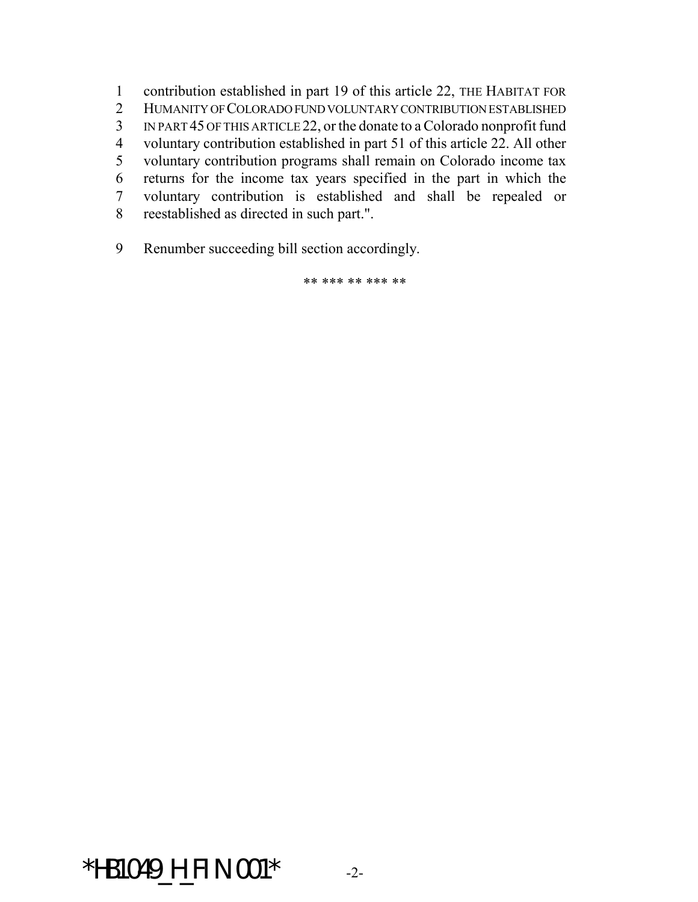1 contribution established in part 19 of this article 22, THE HABITAT FOR
2 HUMANITY OF COLORADO FUND VOLUNTARY CONTRIBUTION ESTABLISHED
3 IN PART 45 OF THIS ARTICLE 22, or the donate to a Colorado nonprofit fund
4 voluntary contribution established in part 51 of this article 22. All other
5 voluntary contribution programs shall remain on Colorado income tax
6 returns for the income tax years specified in the part in which the
7 voluntary contribution is established and shall be repealed or
8 reestablished as directed in such part.".

9 Renumber succeeding bill section accordingly.

** *** ** *** **

*HB1049_H_FIN.001*